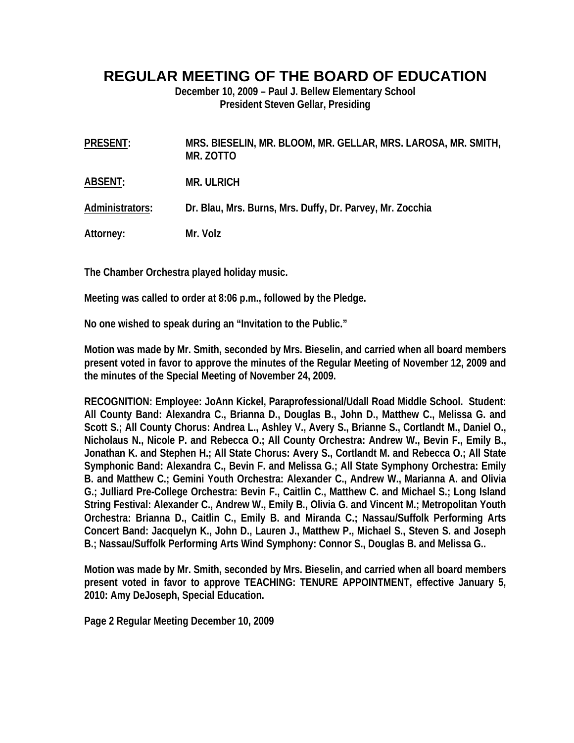# REGULAR MEETING OF THE BOARD OF EDUCATION

**December 10, 2009 – Paul J. Bellew Elementary School**
**President Steven Gellar, Presiding**

**PRESENT:** MRS. BIESELIN, MR. BLOOM, MR. GELLAR, MRS. LAROSA, MR. SMITH, MR. ZOTTO

**ABSENT:** MR. ULRICH

**Administrators:** Dr. Blau, Mrs. Burns, Mrs. Duffy, Dr. Parvey, Mr. Zocchia

**Attorney:** Mr. Volz

The Chamber Orchestra played holiday music.

Meeting was called to order at 8:06 p.m., followed by the Pledge.

No one wished to speak during an "Invitation to the Public."

Motion was made by Mr. Smith, seconded by Mrs. Bieselin, and carried when all board members present voted in favor to approve the minutes of the Regular Meeting of November 12, 2009 and the minutes of the Special Meeting of November 24, 2009.

RECOGNITION: Employee: JoAnn Kickel, Paraprofessional/Udall Road Middle School. Student: All County Band: Alexandra C., Brianna D., Douglas B., John D., Matthew C., Melissa G. and Scott S.; All County Chorus: Andrea L., Ashley V., Avery S., Brianne S., Cortlandt M., Daniel O., Nicholaus N., Nicole P. and Rebecca O.; All County Orchestra: Andrew W., Bevin F., Emily B., Jonathan K. and Stephen H.; All State Chorus: Avery S., Cortlandt M. and Rebecca O.; All State Symphonic Band: Alexandra C., Bevin F. and Melissa G.; All State Symphony Orchestra: Emily B. and Matthew C.; Gemini Youth Orchestra: Alexander C., Andrew W., Marianna A. and Olivia G.; Julliard Pre-College Orchestra: Bevin F., Caitlin C., Matthew C. and Michael S.; Long Island String Festival: Alexander C., Andrew W., Emily B., Olivia G. and Vincent M.; Metropolitan Youth Orchestra: Brianna D., Caitlin C., Emily B. and Miranda C.; Nassau/Suffolk Performing Arts Concert Band: Jacquelyn K., John D., Lauren J., Matthew P., Michael S., Steven S. and Joseph B.; Nassau/Suffolk Performing Arts Wind Symphony: Connor S., Douglas B. and Melissa G..

Motion was made by Mr. Smith, seconded by Mrs. Bieselin, and carried when all board members present voted in favor to approve TEACHING: TENURE APPOINTMENT, effective January 5, 2010: Amy DeJoseph, Special Education.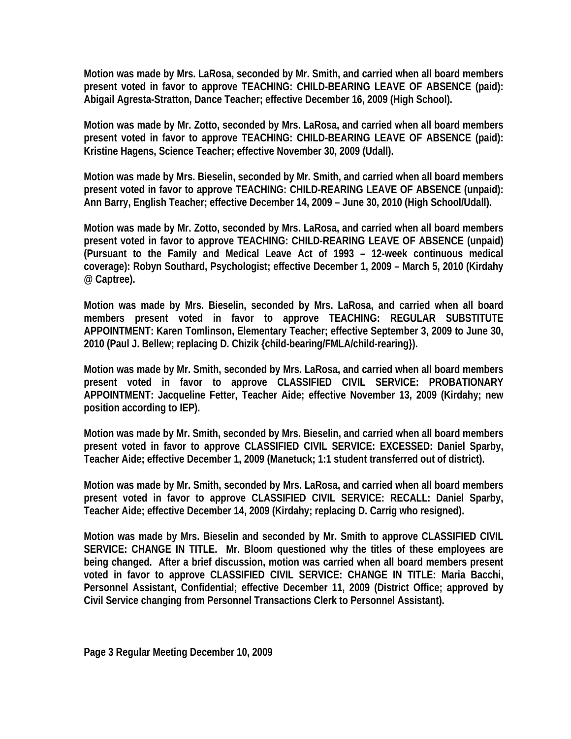**Motion was made by Mrs. LaRosa, seconded by Mr. Smith, and carried when all board members present voted in favor to approve TEACHING: CHILD-BEARING LEAVE OF ABSENCE (paid): Abigail Agresta-Stratton, Dance Teacher; effective December 16, 2009 (High School).**

**Motion was made by Mr. Zotto, seconded by Mrs. LaRosa, and carried when all board members present voted in favor to approve TEACHING: CHILD-BEARING LEAVE OF ABSENCE (paid): Kristine Hagens, Science Teacher; effective November 30, 2009 (Udall).**

**Motion was made by Mrs. Bieselin, seconded by Mr. Smith, and carried when all board members present voted in favor to approve TEACHING: CHILD-REARING LEAVE OF ABSENCE (unpaid): Ann Barry, English Teacher; effective December 14, 2009 – June 30, 2010 (High School/Udall).**

**Motion was made by Mr. Zotto, seconded by Mrs. LaRosa, and carried when all board members present voted in favor to approve TEACHING: CHILD-REARING LEAVE OF ABSENCE (unpaid) (Pursuant to the Family and Medical Leave Act of 1993 – 12-week continuous medical coverage): Robyn Southard, Psychologist; effective December 1, 2009 – March 5, 2010 (Kirdahy @ Captree).**

**Motion was made by Mrs. Bieselin, seconded by Mrs. LaRosa, and carried when all board members present voted in favor to approve TEACHING: REGULAR SUBSTITUTE APPOINTMENT: Karen Tomlinson, Elementary Teacher; effective September 3, 2009 to June 30, 2010 (Paul J. Bellew; replacing D. Chizik {child-bearing/FMLA/child-rearing}).**

**Motion was made by Mr. Smith, seconded by Mrs. LaRosa, and carried when all board members present voted in favor to approve CLASSIFIED CIVIL SERVICE: PROBATIONARY APPOINTMENT: Jacqueline Fetter, Teacher Aide; effective November 13, 2009 (Kirdahy; new position according to IEP).**

**Motion was made by Mr. Smith, seconded by Mrs. Bieselin, and carried when all board members present voted in favor to approve CLASSIFIED CIVIL SERVICE: EXCESSED: Daniel Sparby, Teacher Aide; effective December 1, 2009 (Manetuck; 1:1 student transferred out of district).**

**Motion was made by Mr. Smith, seconded by Mrs. LaRosa, and carried when all board members present voted in favor to approve CLASSIFIED CIVIL SERVICE: RECALL: Daniel Sparby, Teacher Aide; effective December 14, 2009 (Kirdahy; replacing D. Carrig who resigned).**

**Motion was made by Mrs. Bieselin and seconded by Mr. Smith to approve CLASSIFIED CIVIL SERVICE: CHANGE IN TITLE. Mr. Bloom questioned why the titles of these employees are being changed. After a brief discussion, motion was carried when all board members present voted in favor to approve CLASSIFIED CIVIL SERVICE: CHANGE IN TITLE: Maria Bacchi, Personnel Assistant, Confidential; effective December 11, 2009 (District Office; approved by Civil Service changing from Personnel Transactions Clerk to Personnel Assistant).**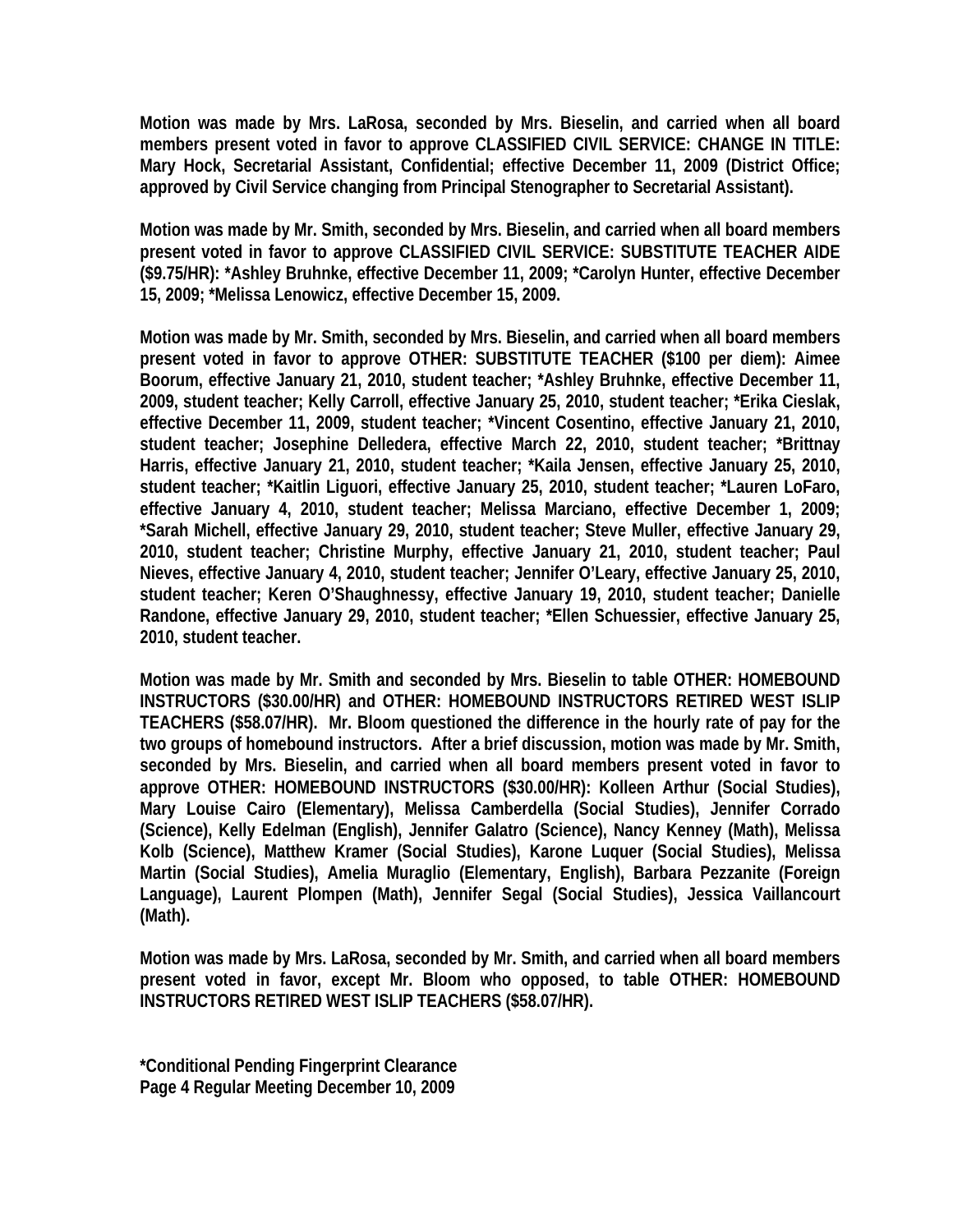**Motion was made by Mrs. LaRosa, seconded by Mrs. Bieselin, and carried when all board members present voted in favor to approve CLASSIFIED CIVIL SERVICE: CHANGE IN TITLE: Mary Hock, Secretarial Assistant, Confidential; effective December 11, 2009 (District Office; approved by Civil Service changing from Principal Stenographer to Secretarial Assistant).**

**Motion was made by Mr. Smith, seconded by Mrs. Bieselin, and carried when all board members present voted in favor to approve CLASSIFIED CIVIL SERVICE: SUBSTITUTE TEACHER AIDE ($9.75/HR): *Ashley Bruhnke, effective December 11, 2009; *Carolyn Hunter, effective December 15, 2009; *Melissa Lenowicz, effective December 15, 2009.**

**Motion was made by Mr. Smith, seconded by Mrs. Bieselin, and carried when all board members present voted in favor to approve OTHER: SUBSTITUTE TEACHER ($100 per diem): Aimee Boorum, effective January 21, 2010, student teacher; *Ashley Bruhnke, effective December 11, 2009, student teacher; Kelly Carroll, effective January 25, 2010, student teacher; *Erika Cieslak, effective December 11, 2009, student teacher; *Vincent Cosentino, effective January 21, 2010, student teacher; Josephine Delledera, effective March 22, 2010, student teacher; *Brittnay Harris, effective January 21, 2010, student teacher; *Kaila Jensen, effective January 25, 2010, student teacher; *Kaitlin Liguori, effective January 25, 2010, student teacher; *Lauren LoFaro, effective January 4, 2010, student teacher; Melissa Marciano, effective December 1, 2009; *Sarah Michell, effective January 29, 2010, student teacher; Steve Muller, effective January 29, 2010, student teacher; Christine Murphy, effective January 21, 2010, student teacher; Paul Nieves, effective January 4, 2010, student teacher; Jennifer O'Leary, effective January 25, 2010, student teacher; Keren O'Shaughnessy, effective January 19, 2010, student teacher; Danielle Randone, effective January 29, 2010, student teacher; *Ellen Schuessier, effective January 25, 2010, student teacher.**

**Motion was made by Mr. Smith and seconded by Mrs. Bieselin to table OTHER: HOMEBOUND INSTRUCTORS ($30.00/HR) and OTHER: HOMEBOUND INSTRUCTORS RETIRED WEST ISLIP TEACHERS ($58.07/HR). Mr. Bloom questioned the difference in the hourly rate of pay for the two groups of homebound instructors. After a brief discussion, motion was made by Mr. Smith, seconded by Mrs. Bieselin, and carried when all board members present voted in favor to approve OTHER: HOMEBOUND INSTRUCTORS ($30.00/HR): Kolleen Arthur (Social Studies), Mary Louise Cairo (Elementary), Melissa Camberdella (Social Studies), Jennifer Corrado (Science), Kelly Edelman (English), Jennifer Galatro (Science), Nancy Kenney (Math), Melissa Kolb (Science), Matthew Kramer (Social Studies), Karone Luquer (Social Studies), Melissa Martin (Social Studies), Amelia Muraglio (Elementary, English), Barbara Pezzanite (Foreign Language), Laurent Plompen (Math), Jennifer Segal (Social Studies), Jessica Vaillancourt (Math).**

**Motion was made by Mrs. LaRosa, seconded by Mr. Smith, and carried when all board members present voted in favor, except Mr. Bloom who opposed, to table OTHER: HOMEBOUND INSTRUCTORS RETIRED WEST ISLIP TEACHERS ($58.07/HR).**

**\*Conditional Pending Fingerprint Clearance**
**Page 4 Regular Meeting December 10, 2009**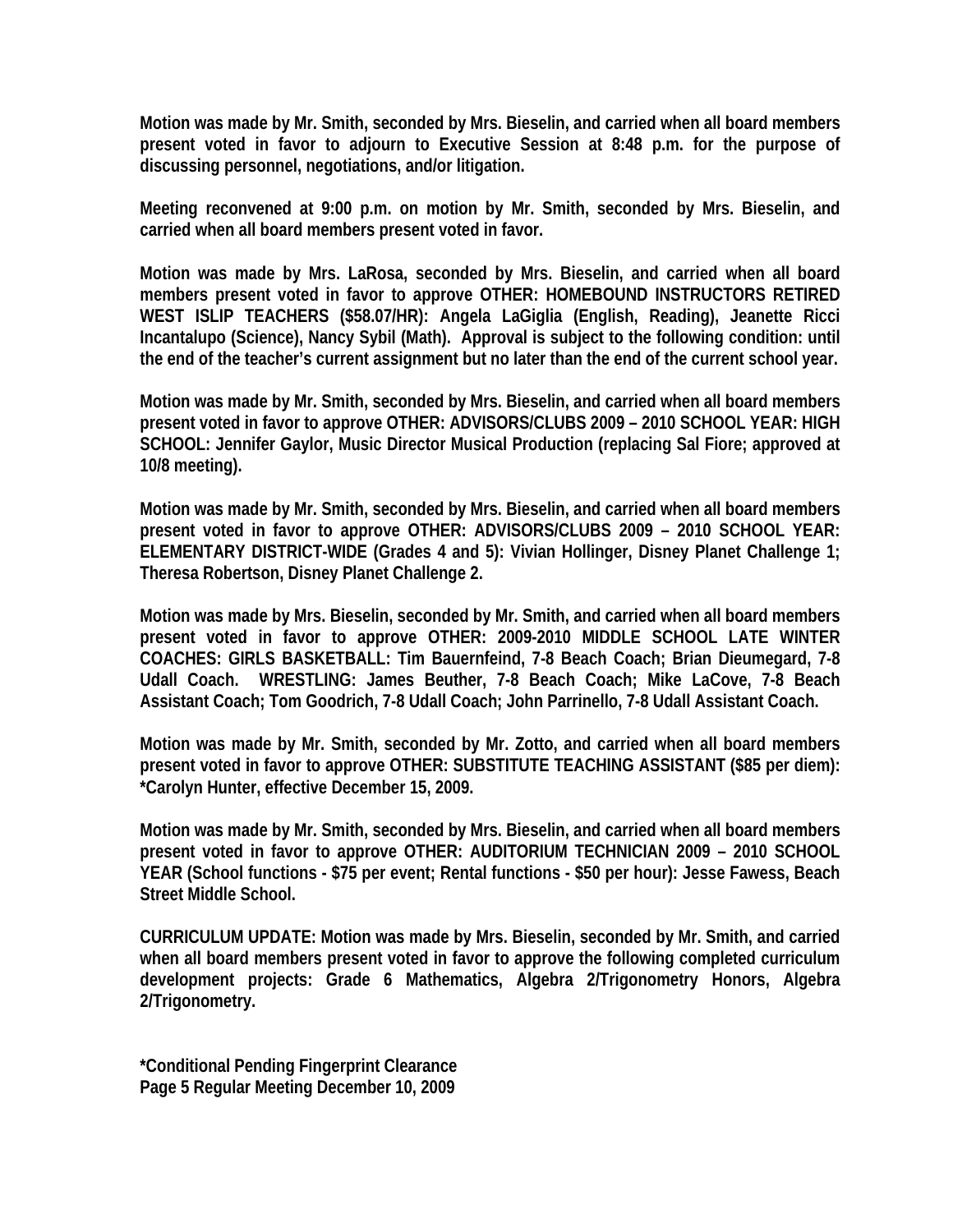**Motion was made by Mr. Smith, seconded by Mrs. Bieselin, and carried when all board members present voted in favor to adjourn to Executive Session at 8:48 p.m. for the purpose of discussing personnel, negotiations, and/or litigation.**

**Meeting reconvened at 9:00 p.m. on motion by Mr. Smith, seconded by Mrs. Bieselin, and carried when all board members present voted in favor.**

**Motion was made by Mrs. LaRosa, seconded by Mrs. Bieselin, and carried when all board members present voted in favor to approve OTHER: HOMEBOUND INSTRUCTORS RETIRED WEST ISLIP TEACHERS ($58.07/HR): Angela LaGiglia (English, Reading), Jeanette Ricci Incantalupo (Science), Nancy Sybil (Math). Approval is subject to the following condition: until the end of the teacher's current assignment but no later than the end of the current school year.**

**Motion was made by Mr. Smith, seconded by Mrs. Bieselin, and carried when all board members present voted in favor to approve OTHER: ADVISORS/CLUBS 2009 – 2010 SCHOOL YEAR: HIGH SCHOOL: Jennifer Gaylor, Music Director Musical Production (replacing Sal Fiore; approved at 10/8 meeting).**

**Motion was made by Mr. Smith, seconded by Mrs. Bieselin, and carried when all board members present voted in favor to approve OTHER: ADVISORS/CLUBS 2009 – 2010 SCHOOL YEAR: ELEMENTARY DISTRICT-WIDE (Grades 4 and 5): Vivian Hollinger, Disney Planet Challenge 1; Theresa Robertson, Disney Planet Challenge 2.**

**Motion was made by Mrs. Bieselin, seconded by Mr. Smith, and carried when all board members present voted in favor to approve OTHER: 2009-2010 MIDDLE SCHOOL LATE WINTER COACHES: GIRLS BASKETBALL: Tim Bauernfeind, 7-8 Beach Coach; Brian Dieumegard, 7-8 Udall Coach. WRESTLING: James Beuther, 7-8 Beach Coach; Mike LaCove, 7-8 Beach Assistant Coach; Tom Goodrich, 7-8 Udall Coach; John Parrinello, 7-8 Udall Assistant Coach.**

**Motion was made by Mr. Smith, seconded by Mr. Zotto, and carried when all board members present voted in favor to approve OTHER: SUBSTITUTE TEACHING ASSISTANT ($85 per diem): *Carolyn Hunter, effective December 15, 2009.**

**Motion was made by Mr. Smith, seconded by Mrs. Bieselin, and carried when all board members present voted in favor to approve OTHER: AUDITORIUM TECHNICIAN 2009 – 2010 SCHOOL YEAR (School functions - $75 per event; Rental functions - $50 per hour): Jesse Fawess, Beach Street Middle School.**

**CURRICULUM UPDATE: Motion was made by Mrs. Bieselin, seconded by Mr. Smith, and carried when all board members present voted in favor to approve the following completed curriculum development projects: Grade 6 Mathematics, Algebra 2/Trigonometry Honors, Algebra 2/Trigonometry.**

**\*Conditional Pending Fingerprint Clearance**
**Page 5 Regular Meeting December 10, 2009**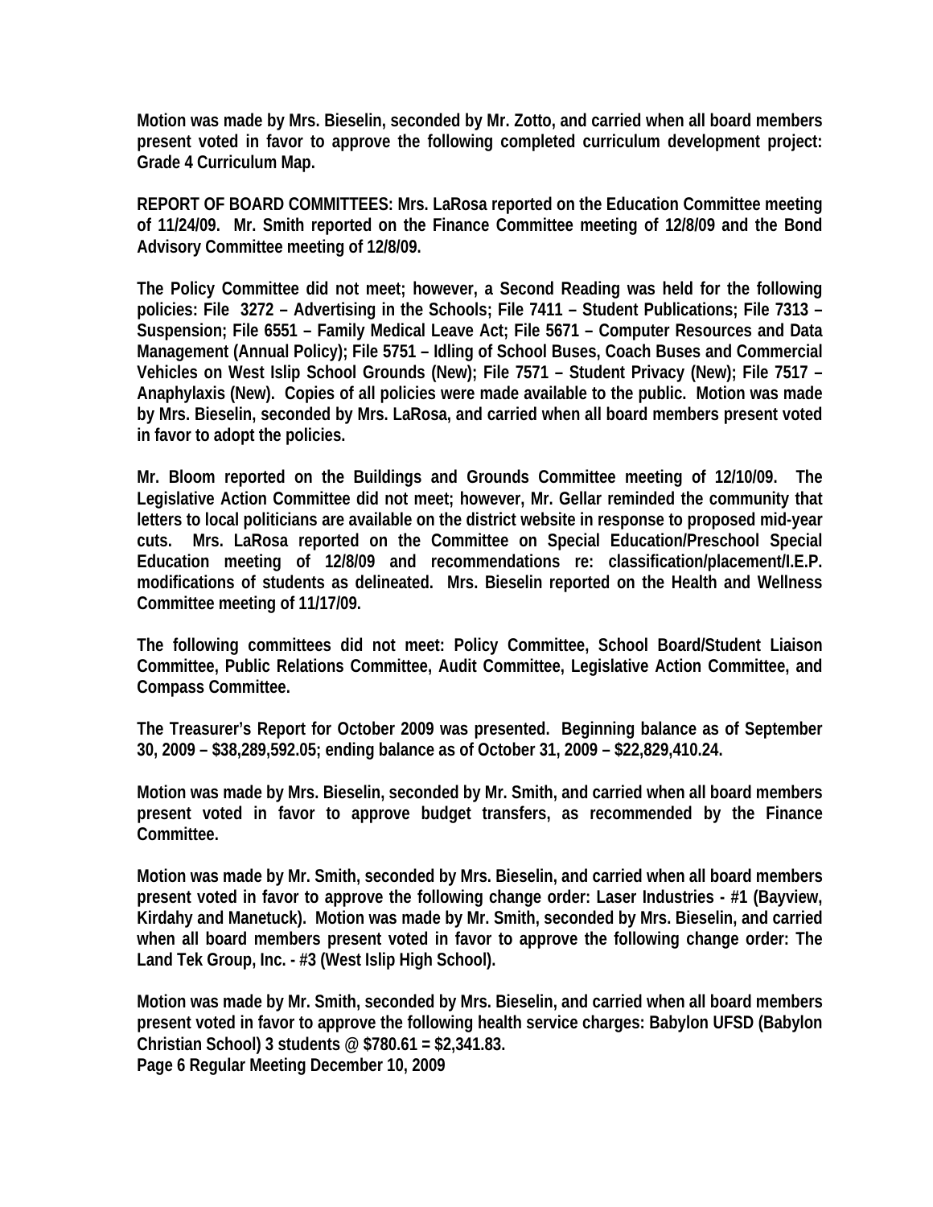**Motion was made by Mrs. Bieselin, seconded by Mr. Zotto, and carried when all board members present voted in favor to approve the following completed curriculum development project: Grade 4 Curriculum Map.**

**REPORT OF BOARD COMMITTEES: Mrs. LaRosa reported on the Education Committee meeting of 11/24/09. Mr. Smith reported on the Finance Committee meeting of 12/8/09 and the Bond Advisory Committee meeting of 12/8/09.**

**The Policy Committee did not meet; however, a Second Reading was held for the following policies: File 3272 – Advertising in the Schools; File 7411 – Student Publications; File 7313 – Suspension; File 6551 – Family Medical Leave Act; File 5671 – Computer Resources and Data Management (Annual Policy); File 5751 – Idling of School Buses, Coach Buses and Commercial Vehicles on West Islip School Grounds (New); File 7571 – Student Privacy (New); File 7517 – Anaphylaxis (New). Copies of all policies were made available to the public. Motion was made by Mrs. Bieselin, seconded by Mrs. LaRosa, and carried when all board members present voted in favor to adopt the policies.**

**Mr. Bloom reported on the Buildings and Grounds Committee meeting of 12/10/09. The Legislative Action Committee did not meet; however, Mr. Gellar reminded the community that letters to local politicians are available on the district website in response to proposed mid-year cuts. Mrs. LaRosa reported on the Committee on Special Education/Preschool Special Education meeting of 12/8/09 and recommendations re: classification/placement/I.E.P. modifications of students as delineated. Mrs. Bieselin reported on the Health and Wellness Committee meeting of 11/17/09.**

**The following committees did not meet: Policy Committee, School Board/Student Liaison Committee, Public Relations Committee, Audit Committee, Legislative Action Committee, and Compass Committee.**

**The Treasurer's Report for October 2009 was presented. Beginning balance as of September 30, 2009 – $38,289,592.05; ending balance as of October 31, 2009 – $22,829,410.24.**

**Motion was made by Mrs. Bieselin, seconded by Mr. Smith, and carried when all board members present voted in favor to approve budget transfers, as recommended by the Finance Committee.**

**Motion was made by Mr. Smith, seconded by Mrs. Bieselin, and carried when all board members present voted in favor to approve the following change order: Laser Industries - #1 (Bayview, Kirdahy and Manetuck). Motion was made by Mr. Smith, seconded by Mrs. Bieselin, and carried when all board members present voted in favor to approve the following change order: The Land Tek Group, Inc. - #3 (West Islip High School).**

**Motion was made by Mr. Smith, seconded by Mrs. Bieselin, and carried when all board members present voted in favor to approve the following health service charges: Babylon UFSD (Babylon Christian School) 3 students @ $780.61 = $2,341.83.**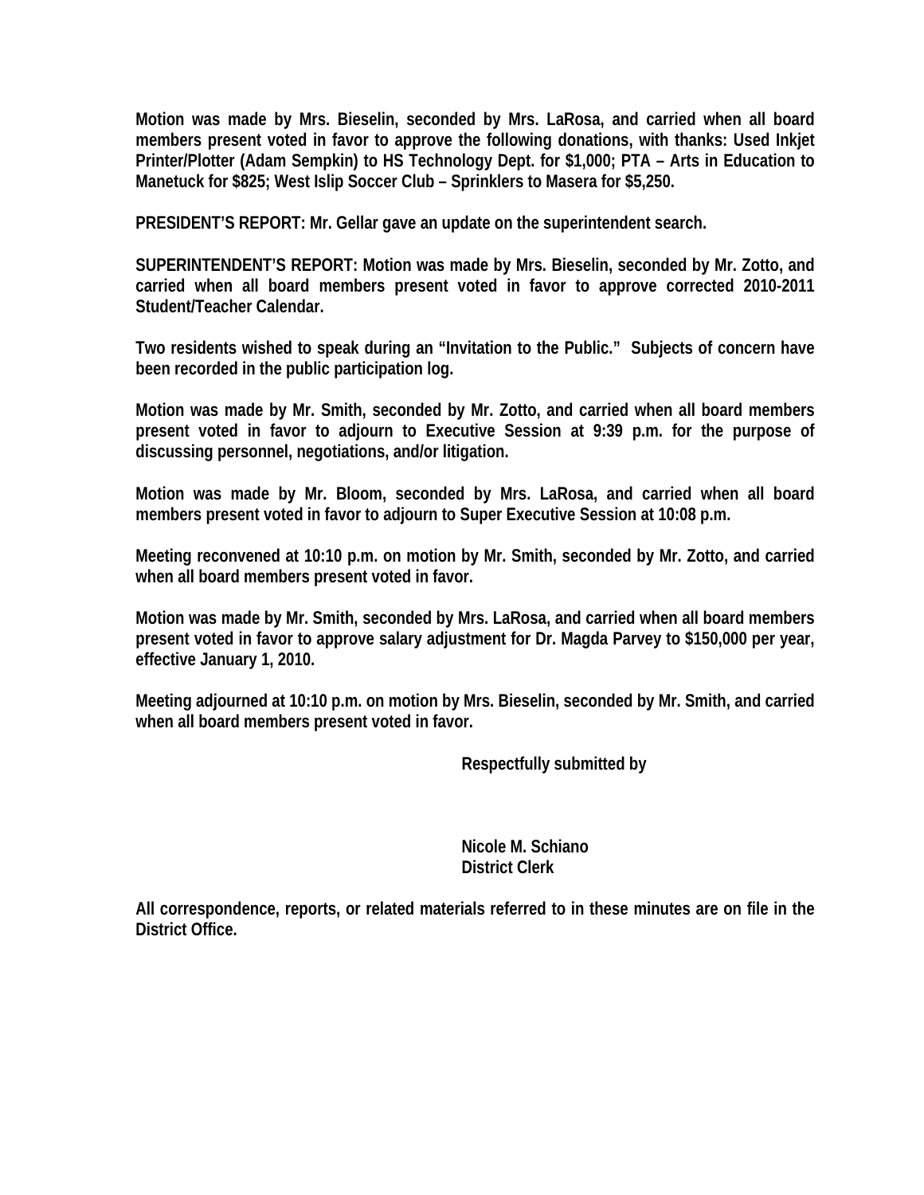**Motion was made by Mrs. Bieselin, seconded by Mrs. LaRosa, and carried when all board members present voted in favor to approve the following donations, with thanks: Used Inkjet Printer/Plotter (Adam Sempkin) to HS Technology Dept. for $1,000; PTA – Arts in Education to Manetuck for $825; West Islip Soccer Club – Sprinklers to Masera for $5,250.**

**PRESIDENT'S REPORT: Mr. Gellar gave an update on the superintendent search.**

**SUPERINTENDENT'S REPORT: Motion was made by Mrs. Bieselin, seconded by Mr. Zotto, and carried when all board members present voted in favor to approve corrected 2010-2011 Student/Teacher Calendar.**

**Two residents wished to speak during an "Invitation to the Public." Subjects of concern have been recorded in the public participation log.**

**Motion was made by Mr. Smith, seconded by Mr. Zotto, and carried when all board members present voted in favor to adjourn to Executive Session at 9:39 p.m. for the purpose of discussing personnel, negotiations, and/or litigation.**

**Motion was made by Mr. Bloom, seconded by Mrs. LaRosa, and carried when all board members present voted in favor to adjourn to Super Executive Session at 10:08 p.m.**

**Meeting reconvened at 10:10 p.m. on motion by Mr. Smith, seconded by Mr. Zotto, and carried when all board members present voted in favor.**

**Motion was made by Mr. Smith, seconded by Mrs. LaRosa, and carried when all board members present voted in favor to approve salary adjustment for Dr. Magda Parvey to $150,000 per year, effective January 1, 2010.**

**Meeting adjourned at 10:10 p.m. on motion by Mrs. Bieselin, seconded by Mr. Smith, and carried when all board members present voted in favor.**

**Respectfully submitted by**

**Nicole M. Schiano**
**District Clerk**

**All correspondence, reports, or related materials referred to in these minutes are on file in the District Office.**